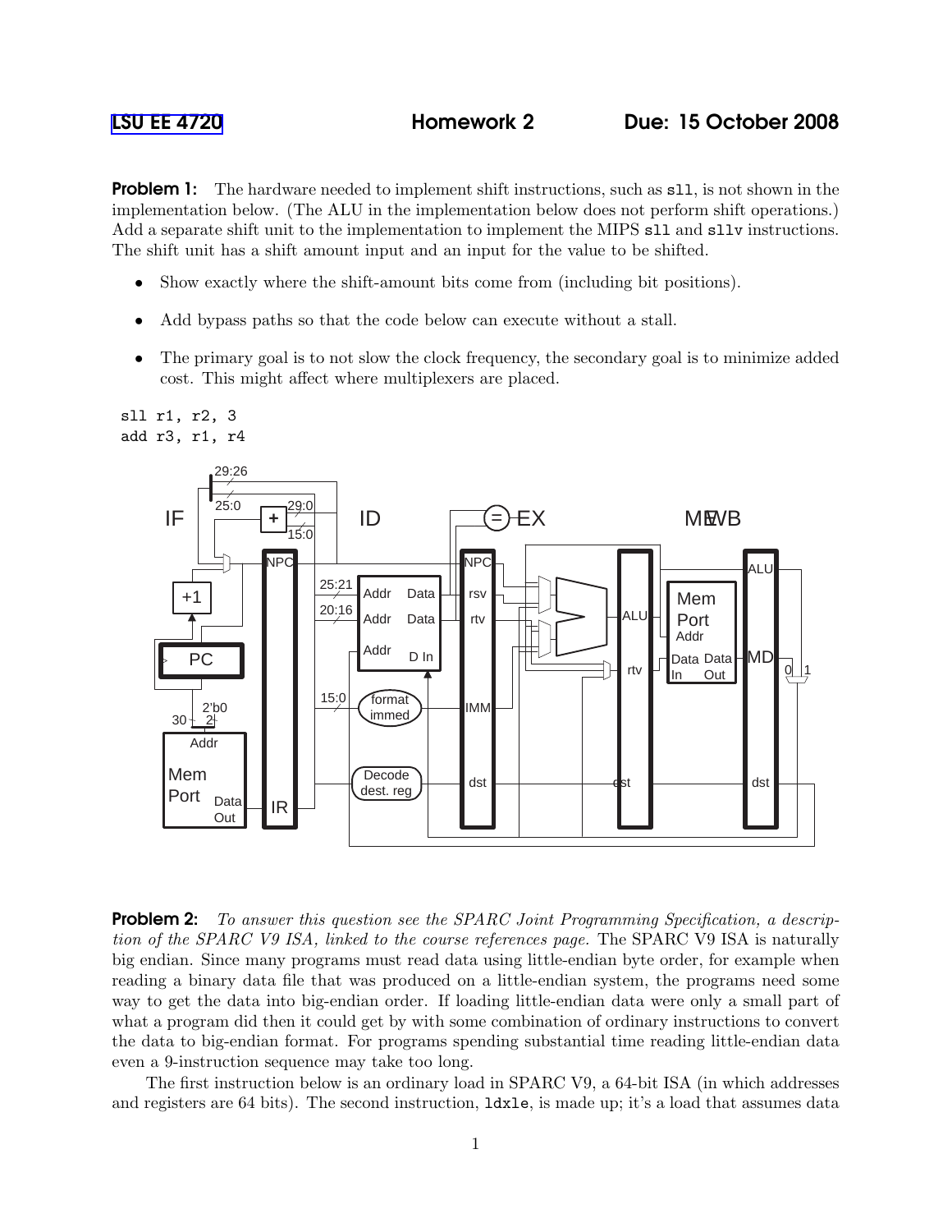**LSU EE 4720** **Homework 2** **Due: 15 October 2008**

**Problem 1:** The hardware needed to implement shift instructions, such as `sll`, is not shown in the implementation below. (The ALU in the implementation below does not perform shift operations.) Add a separate shift unit to the implementation to implement the MIPS `sll` and `sllv` instructions. The shift unit has a shift amount input and an input for the value to be shifted.

- Show exactly where the shift-amount bits come from (including bit positions).
- Add bypass paths so that the code below can execute without a stall.
- The primary goal is to not slow the clock frequency, the secondary goal is to minimize added cost. This might affect where multiplexers are placed.

```
sll r1, r2, 3
add r3, r1, r4
```

**Problem 2:** *To answer this question see the SPARC Joint Programming Specification, a description of the SPARC V9 ISA, linked to the course references page.* The SPARC V9 ISA is naturally big endian. Since many programs must read data using little-endian byte order, for example when reading a binary data file that was produced on a little-endian system, the programs need some way to get the data into big-endian order. If loading little-endian data were only a small part of what a program did then it could get by with some combination of ordinary instructions to convert the data to big-endian format. For programs spending substantial time reading little-endian data even a 9-instruction sequence may take too long.

The first instruction below is an ordinary load in SPARC V9, a 64-bit ISA (in which addresses and registers are 64 bits). The second instruction, `ldxle`, is made up; it's a load that assumes data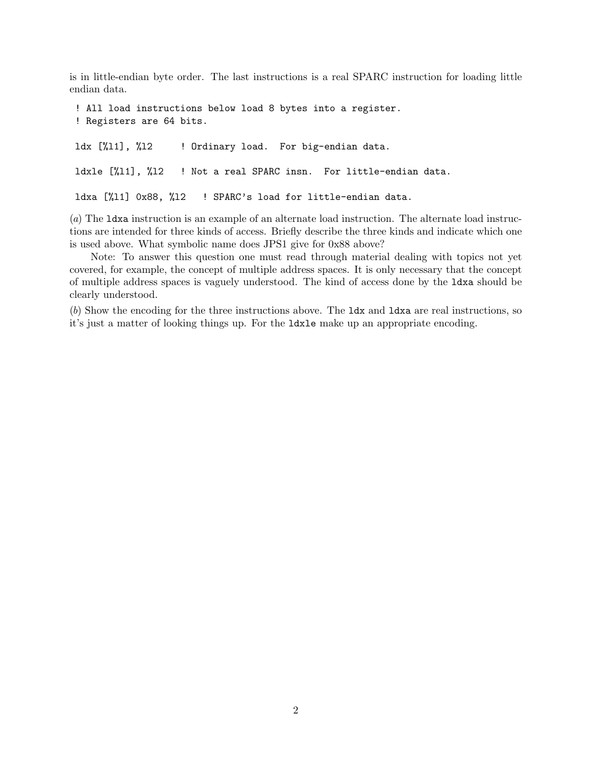is in little-endian byte order. The last instructions is a real SPARC instruction for loading little endian data.

```
! All load instructions below load 8 bytes into a register.
! Registers are 64 bits.

ldx [%l1], %l2     ! Ordinary load.  For big-endian data.

ldxle [%l1], %l2   ! Not a real SPARC insn.  For little-endian data.

ldxa [%l1] 0x88, %l2   ! SPARC's load for little-endian data.
```

(*a*) The `ldxa` instruction is an example of an alternate load instruction. The alternate load instructions are intended for three kinds of access. Briefly describe the three kinds and indicate which one is used above. What symbolic name does JPS1 give for 0x88 above?

Note: To answer this question one must read through material dealing with topics not yet covered, for example, the concept of multiple address spaces. It is only necessary that the concept of multiple address spaces is vaguely understood. The kind of access done by the `ldxa` should be clearly understood.

(*b*) Show the encoding for the three instructions above. The `ldx` and `ldxa` are real instructions, so it's just a matter of looking things up. For the `ldxle` make up an appropriate encoding.